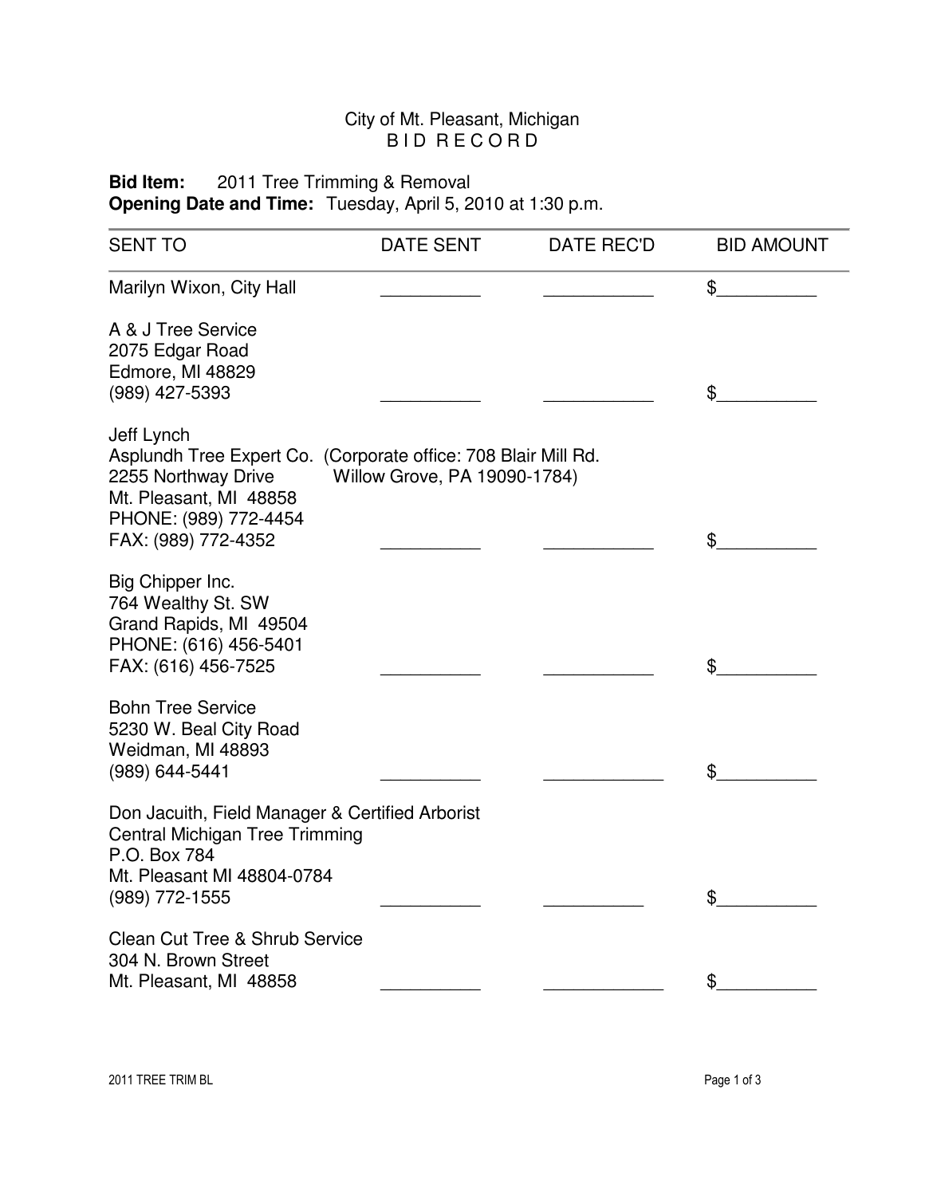City of Mt. Pleasant, Michigan
B I D R E C O R D

**Bid Item:** 2011 Tree Trimming & Removal
**Opening Date and Time:** Tuesday, April 5, 2010 at 1:30 p.m.

| SENT TO | DATE SENT | DATE REC'D | BID AMOUNT |
|---|---|---|---|
| Marilyn Wixon, City Hall | __________ | ___________ | $__________ |
| A & J Tree Service<br>2075 Edgar Road<br>Edmore, MI 48829<br>(989) 427-5393 | __________ | ___________ | $__________ |
| Jeff Lynch<br>Asplundh Tree Expert Co. (Corporate office: 708 Blair Mill Rd. Willow Grove, PA 19090-1784)<br>2255 Northway Drive<br>Mt. Pleasant, MI 48858<br>PHONE: (989) 772-4454<br>FAX: (989) 772-4352 | __________ | ___________ | $__________ |
| Big Chipper Inc.<br>764 Wealthy St. SW<br>Grand Rapids, MI 49504<br>PHONE: (616) 456-5401<br>FAX: (616) 456-7525 | __________ | ___________ | $__________ |
| Bohn Tree Service<br>5230 W. Beal City Road<br>Weidman, MI 48893<br>(989) 644-5441 | __________ | ____________ | $__________ |
| Don Jacuith, Field Manager & Certified Arborist<br>Central Michigan Tree Trimming<br>P.O. Box 784<br>Mt. Pleasant MI 48804-0784<br>(989) 772-1555 | __________ | __________ | $__________ |
| Clean Cut Tree & Shrub Service<br>304 N. Brown Street<br>Mt. Pleasant, MI 48858 | __________ | ____________ | $__________ |

2011 TREE TRIM BL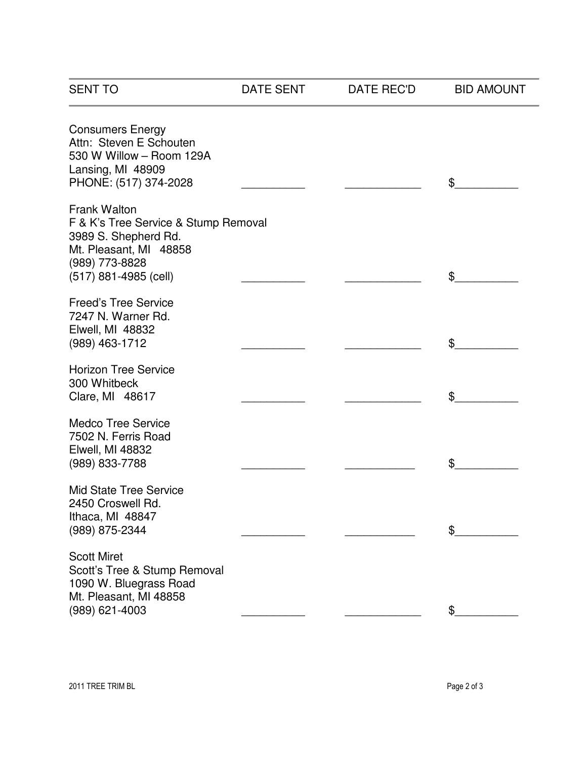| SENT TO | DATE SENT | DATE REC'D | BID AMOUNT |
|---|---|---|---|
| Consumers Energy<br>Attn: Steven E Schouten<br>530 W Willow – Room 129A<br>Lansing, MI 48909<br>PHONE: (517) 374-2028 | __________ | ____________ | $__________ |
| Frank Walton<br>F & K's Tree Service & Stump Removal<br>3989 S. Shepherd Rd.<br>Mt. Pleasant, MI 48858<br>(989) 773-8828<br>(517) 881-4985 (cell) | __________ | ____________ | $__________ |
| Freed's Tree Service<br>7247 N. Warner Rd.<br>Elwell, MI 48832<br>(989) 463-1712 | __________ | ____________ | $__________ |
| Horizon Tree Service<br>300 Whitbeck<br>Clare, MI 48617 | __________ | ____________ | $__________ |
| Medco Tree Service<br>7502 N. Ferris Road<br>Elwell, MI 48832<br>(989) 833-7788 | __________ | ___________ | $__________ |
| Mid State Tree Service<br>2450 Croswell Rd.<br>Ithaca, MI 48847<br>(989) 875-2344 | __________ | ___________ | $__________ |
| Scott Miret<br>Scott's Tree & Stump Removal<br>1090 W. Bluegrass Road<br>Mt. Pleasant, MI 48858<br>(989) 621-4003 | __________ | ____________ | $__________ |

2011 TREE TRIM BL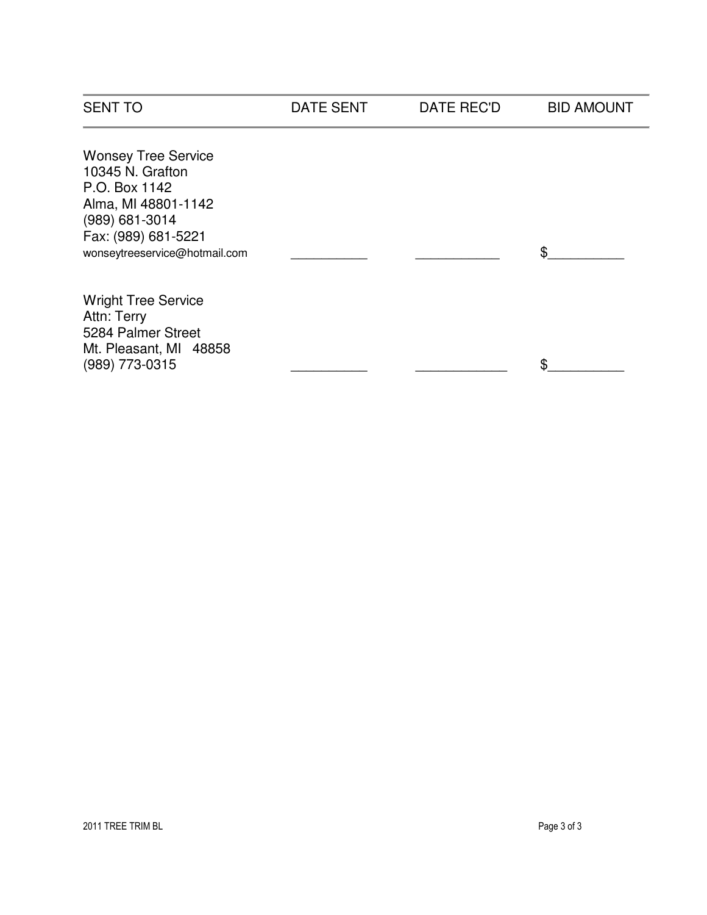| SENT TO | DATE SENT | DATE REC'D | BID AMOUNT |
|---|---|---|---|
| Wonsey Tree Service<br>10345 N. Grafton<br>P.O. Box 1142<br>Alma, MI 48801-1142<br>(989) 681-3014<br>Fax: (989) 681-5221<br>wonseytreeservice@hotmail.com | ___________ | ____________ | $__________ |
| Wright Tree Service<br>Attn: Terry<br>5284 Palmer Street<br>Mt. Pleasant, MI 48858<br>(989) 773-0315 | ___________ | _____________ | $__________ |

2011 TREE TRIM BL